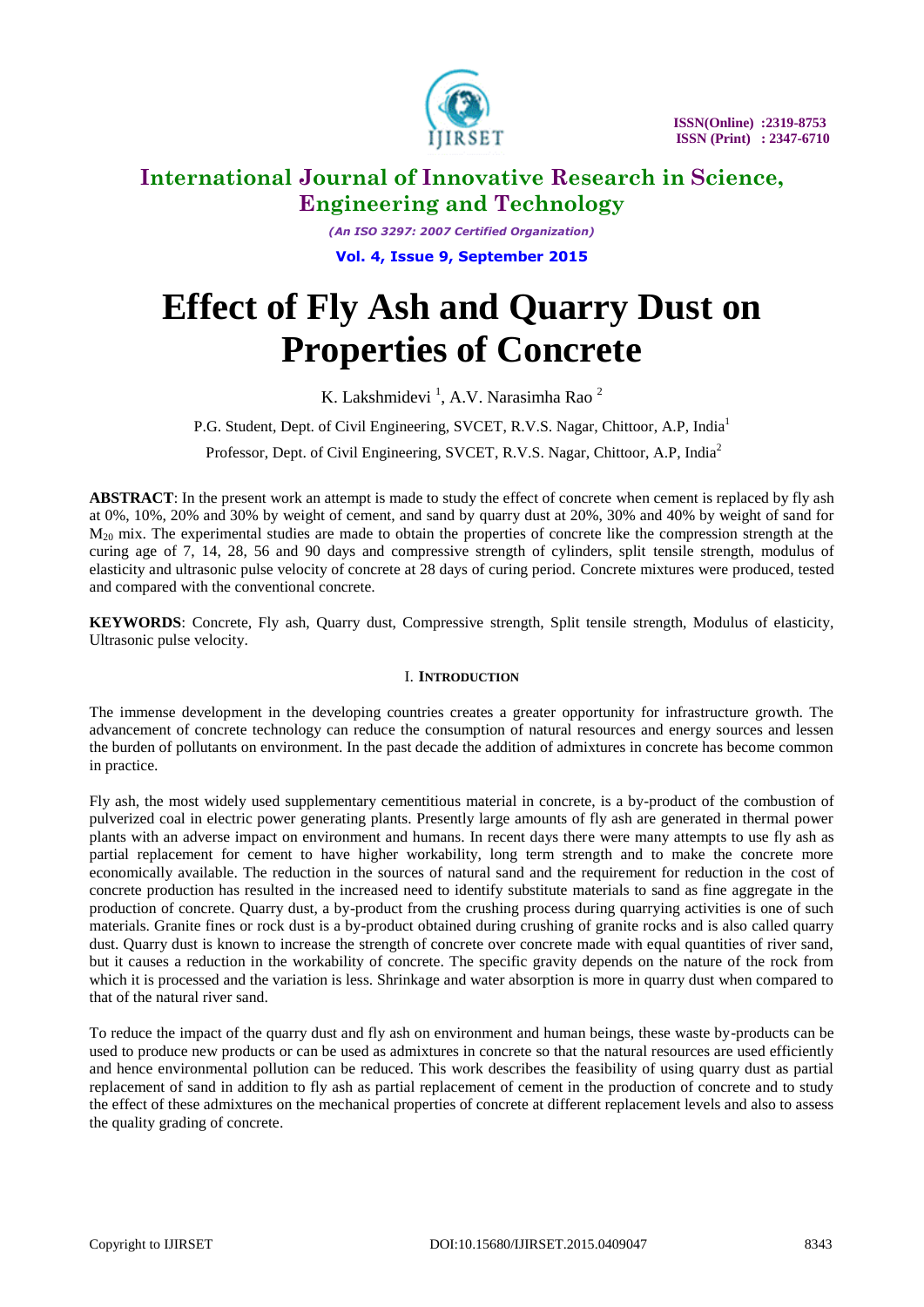# Effect of Fly Ash and Quarry Dust on Properties of Concrete

K. Lakshmidevi [1], A.V. Narasimha Rao [2]

P.G. Student, Dept. of Civil Engineering, SVCET, R.V.S. Nagar, Chittoor, A.P, India[1]

Professor, Dept. of Civil Engineering, SVCET, R.V.S. Nagar, Chittoor, A.P, India[2]

**ABSTRACT**: In the present work an attempt is made to study the effect of concrete when cement is replaced by fly ash at 0%, 10%, 20% and 30% by weight of cement, and sand by quarry dust at 20%, 30% and 40% by weight of sand for $M_{20}$ mix. The experimental studies are made to obtain the properties of concrete like the compression strength at the curing age of 7, 14, 28, 56 and 90 days and compressive strength of cylinders, split tensile strength, modulus of elasticity and ultrasonic pulse velocity of concrete at 28 days of curing period. Concrete mixtures were produced, tested and compared with the conventional concrete.

**KEYWORDS**: Concrete, Fly ash, Quarry dust, Compressive strength, Split tensile strength, Modulus of elasticity, Ultrasonic pulse velocity.

## I. INTRODUCTION

The immense development in the developing countries creates a greater opportunity for infrastructure growth. The advancement of concrete technology can reduce the consumption of natural resources and energy sources and lessen the burden of pollutants on environment. In the past decade the addition of admixtures in concrete has become common in practice.

Fly ash, the most widely used supplementary cementitious material in concrete, is a by-product of the combustion of pulverized coal in electric power generating plants. Presently large amounts of fly ash are generated in thermal power plants with an adverse impact on environment and humans. In recent days there were many attempts to use fly ash as partial replacement for cement to have higher workability, long term strength and to make the concrete more economically available. The reduction in the sources of natural sand and the requirement for reduction in the cost of concrete production has resulted in the increased need to identify substitute materials to sand as fine aggregate in the production of concrete. Quarry dust, a by-product from the crushing process during quarrying activities is one of such materials. Granite fines or rock dust is a by-product obtained during crushing of granite rocks and is also called quarry dust. Quarry dust is known to increase the strength of concrete over concrete made with equal quantities of river sand, but it causes a reduction in the workability of concrete. The specific gravity depends on the nature of the rock from which it is processed and the variation is less. Shrinkage and water absorption is more in quarry dust when compared to that of the natural river sand.

To reduce the impact of the quarry dust and fly ash on environment and human beings, these waste by-products can be used to produce new products or can be used as admixtures in concrete so that the natural resources are used efficiently and hence environmental pollution can be reduced. This work describes the feasibility of using quarry dust as partial replacement of sand in addition to fly ash as partial replacement of cement in the production of concrete and to study the effect of these admixtures on the mechanical properties of concrete at different replacement levels and also to assess the quality grading of concrete.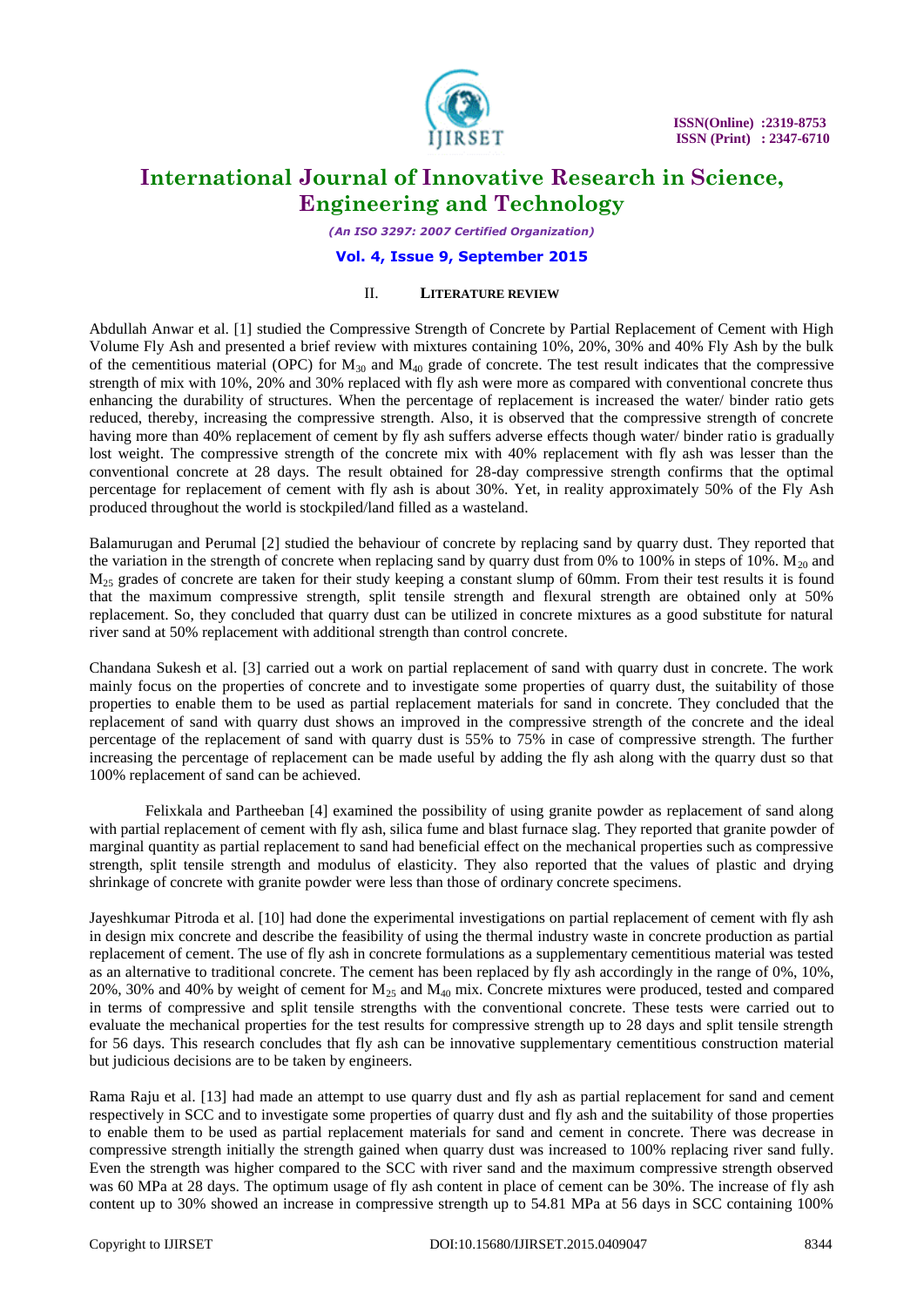## II. LITERATURE REVIEW

Abdullah Anwar et al. [1] studied the Compressive Strength of Concrete by Partial Replacement of Cement with High Volume Fly Ash and presented a brief review with mixtures containing 10%, 20%, 30% and 40% Fly Ash by the bulk of the cementitious material (OPC) for $M_{30}$ and $M_{40}$ grade of concrete. The test result indicates that the compressive strength of mix with 10%, 20% and 30% replaced with fly ash were more as compared with conventional concrete thus enhancing the durability of structures. When the percentage of replacement is increased the water/ binder ratio gets reduced, thereby, increasing the compressive strength. Also, it is observed that the compressive strength of concrete having more than 40% replacement of cement by fly ash suffers adverse effects though water/ binder ratio is gradually lost weight. The compressive strength of the concrete mix with 40% replacement with fly ash was lesser than the conventional concrete at 28 days. The result obtained for 28-day compressive strength confirms that the optimal percentage for replacement of cement with fly ash is about 30%. Yet, in reality approximately 50% of the Fly Ash produced throughout the world is stockpiled/land filled as a wasteland.

Balamurugan and Perumal [2] studied the behaviour of concrete by replacing sand by quarry dust. They reported that the variation in the strength of concrete when replacing sand by quarry dust from 0% to 100% in steps of 10%. $M_{20}$ and $M_{25}$ grades of concrete are taken for their study keeping a constant slump of 60mm. From their test results it is found that the maximum compressive strength, split tensile strength and flexural strength are obtained only at 50% replacement. So, they concluded that quarry dust can be utilized in concrete mixtures as a good substitute for natural river sand at 50% replacement with additional strength than control concrete.

Chandana Sukesh et al. [3] carried out a work on partial replacement of sand with quarry dust in concrete. The work mainly focus on the properties of concrete and to investigate some properties of quarry dust, the suitability of those properties to enable them to be used as partial replacement materials for sand in concrete. They concluded that the replacement of sand with quarry dust shows an improved in the compressive strength of the concrete and the ideal percentage of the replacement of sand with quarry dust is 55% to 75% in case of compressive strength. The further increasing the percentage of replacement can be made useful by adding the fly ash along with the quarry dust so that 100% replacement of sand can be achieved.

Felixkala and Partheeban [4] examined the possibility of using granite powder as replacement of sand along with partial replacement of cement with fly ash, silica fume and blast furnace slag. They reported that granite powder of marginal quantity as partial replacement to sand had beneficial effect on the mechanical properties such as compressive strength, split tensile strength and modulus of elasticity. They also reported that the values of plastic and drying shrinkage of concrete with granite powder were less than those of ordinary concrete specimens.

Jayeshkumar Pitroda et al. [10] had done the experimental investigations on partial replacement of cement with fly ash in design mix concrete and describe the feasibility of using the thermal industry waste in concrete production as partial replacement of cement. The use of fly ash in concrete formulations as a supplementary cementitious material was tested as an alternative to traditional concrete. The cement has been replaced by fly ash accordingly in the range of 0%, 10%, 20%, 30% and 40% by weight of cement for $M_{25}$ and $M_{40}$ mix. Concrete mixtures were produced, tested and compared in terms of compressive and split tensile strengths with the conventional concrete. These tests were carried out to evaluate the mechanical properties for the test results for compressive strength up to 28 days and split tensile strength for 56 days. This research concludes that fly ash can be innovative supplementary cementitious construction material but judicious decisions are to be taken by engineers.

Rama Raju et al. [13] had made an attempt to use quarry dust and fly ash as partial replacement for sand and cement respectively in SCC and to investigate some properties of quarry dust and fly ash and the suitability of those properties to enable them to be used as partial replacement materials for sand and cement in concrete. There was decrease in compressive strength initially the strength gained when quarry dust was increased to 100% replacing river sand fully. Even the strength was higher compared to the SCC with river sand and the maximum compressive strength observed was 60 MPa at 28 days. The optimum usage of fly ash content in place of cement can be 30%. The increase of fly ash content up to 30% showed an increase in compressive strength up to 54.81 MPa at 56 days in SCC containing 100%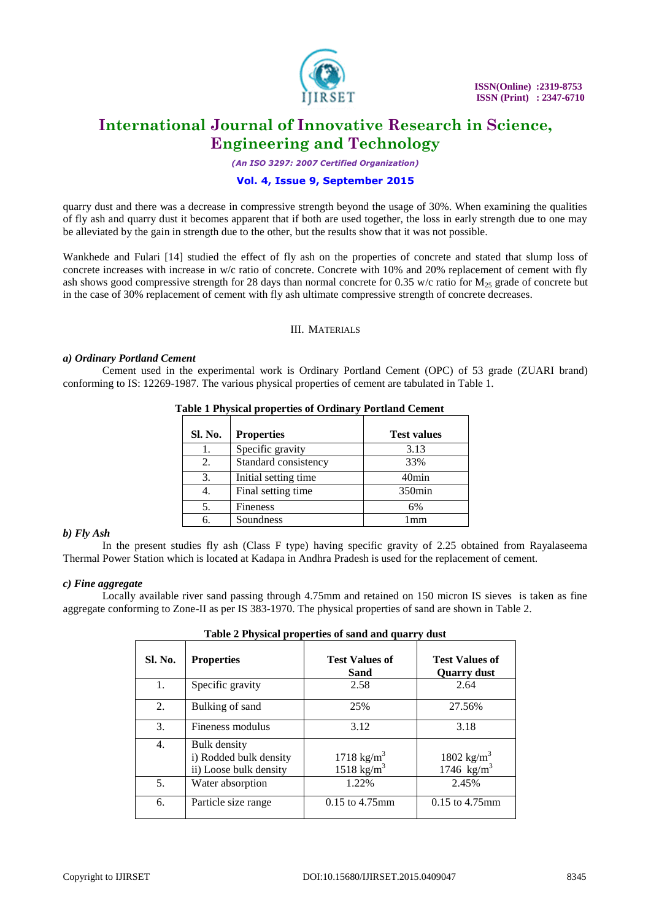quarry dust and there was a decrease in compressive strength beyond the usage of 30%. When examining the qualities of fly ash and quarry dust it becomes apparent that if both are used together, the loss in early strength due to one may be alleviated by the gain in strength due to the other, but the results show that it was not possible.

Wankhede and Fulari [14] studied the effect of fly ash on the properties of concrete and stated that slump loss of concrete increases with increase in w/c ratio of concrete. Concrete with 10% and 20% replacement of cement with fly ash shows good compressive strength for 28 days than normal concrete for 0.35 w/c ratio for $M_{25}$ grade of concrete but in the case of 30% replacement of cement with fly ash ultimate compressive strength of concrete decreases.

## III. MATERIALS

### *a) Ordinary Portland Cement*

Cement used in the experimental work is Ordinary Portland Cement (OPC) of 53 grade (ZUARI brand) conforming to IS: 12269-1987. The various physical properties of cement are tabulated in Table 1.

**Table 1 Physical properties of Ordinary Portland Cement**

| Sl. No. | Properties | Test values |
|---|---|---|
| 1. | Specific gravity | 3.13 |
| 2. | Standard consistency | 33% |
| 3. | Initial setting time | 40min |
| 4. | Final setting time | 350min |
| 5. | Fineness | 6% |
| 6. | Soundness | 1mm |

### *b) Fly Ash*

In the present studies fly ash (Class F type) having specific gravity of 2.25 obtained from Rayalaseema Thermal Power Station which is located at Kadapa in Andhra Pradesh is used for the replacement of cement.

### *c) Fine aggregate*

Locally available river sand passing through 4.75mm and retained on 150 micron IS sieves is taken as fine aggregate conforming to Zone-II as per IS 383-1970. The physical properties of sand are shown in Table 2.

**Table 2 Physical properties of sand and quarry dust**

| Sl. No. | Properties | Test Values of Sand | Test Values of Quarry dust |
|---|---|---|---|
| 1. | Specific gravity | 2.58 | 2.64 |
| 2. | Bulking of sand | 25% | 27.56% |
| 3. | Fineness modulus | 3.12 | 3.18 |
| 4. | Bulk density<br>i) Rodded bulk density<br>ii) Loose bulk density | <br>1718 $kg/m^3$<br>1518 $kg/m^3$ | <br>1802 $kg/m^3$<br>1746 $kg/m^3$ |
| 5. | Water absorption | 1.22% | 2.45% |
| 6. | Particle size range | 0.15 to 4.75mm | 0.15 to 4.75mm |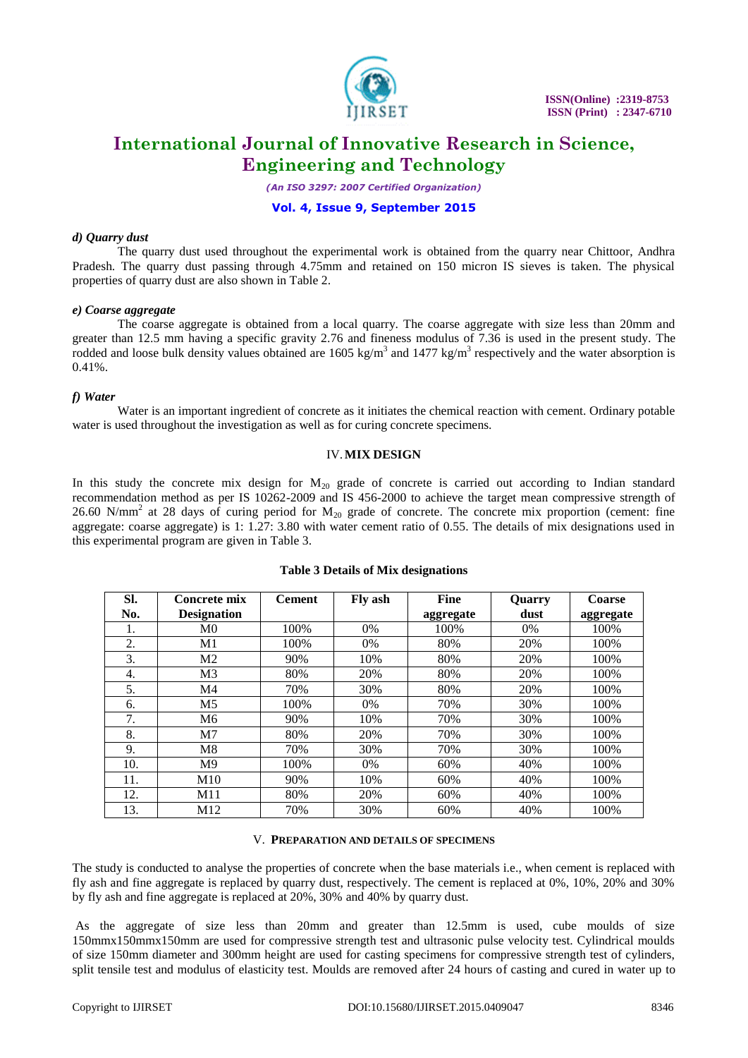#### d) Quarry dust

The quarry dust used throughout the experimental work is obtained from the quarry near Chittoor, Andhra Pradesh. The quarry dust passing through 4.75mm and retained on 150 micron IS sieves is taken. The physical properties of quarry dust are also shown in Table 2.

#### e) Coarse aggregate

The coarse aggregate is obtained from a local quarry. The coarse aggregate with size less than 20mm and greater than 12.5 mm having a specific gravity 2.76 and fineness modulus of 7.36 is used in the present study. The rodded and loose bulk density values obtained are 1605 kg/m$^3$ and 1477 kg/m$^3$ respectively and the water absorption is 0.41%.

#### f) Water

Water is an important ingredient of concrete as it initiates the chemical reaction with cement. Ordinary potable water is used throughout the investigation as well as for curing concrete specimens.

## IV. MIX DESIGN

In this study the concrete mix design for $M_{20}$ grade of concrete is carried out according to Indian standard recommendation method as per IS 10262-2009 and IS 456-2000 to achieve the target mean compressive strength of 26.60 N/mm$^2$ at 28 days of curing period for $M_{20}$ grade of concrete. The concrete mix proportion (cement: fine aggregate: coarse aggregate) is 1: 1.27: 3.80 with water cement ratio of 0.55. The details of mix designations used in this experimental program are given in Table 3.

**Table 3 Details of Mix designations**

| Sl. No. | Concrete mix Designation | Cement | Fly ash | Fine aggregate | Quarry dust | Coarse aggregate |
|---|---|---|---|---|---|---|
| 1. | M0 | 100% | 0% | 100% | 0% | 100% |
| 2. | M1 | 100% | 0% | 80% | 20% | 100% |
| 3. | M2 | 90% | 10% | 80% | 20% | 100% |
| 4. | M3 | 80% | 20% | 80% | 20% | 100% |
| 5. | M4 | 70% | 30% | 80% | 20% | 100% |
| 6. | M5 | 100% | 0% | 70% | 30% | 100% |
| 7. | M6 | 90% | 10% | 70% | 30% | 100% |
| 8. | M7 | 80% | 20% | 70% | 30% | 100% |
| 9. | M8 | 70% | 30% | 70% | 30% | 100% |
| 10. | M9 | 100% | 0% | 60% | 40% | 100% |
| 11. | M10 | 90% | 10% | 60% | 40% | 100% |
| 12. | M11 | 80% | 20% | 60% | 40% | 100% |
| 13. | M12 | 70% | 30% | 60% | 40% | 100% |

## V. PREPARATION AND DETAILS OF SPECIMENS

The study is conducted to analyse the properties of concrete when the base materials i.e., when cement is replaced with fly ash and fine aggregate is replaced by quarry dust, respectively. The cement is replaced at 0%, 10%, 20% and 30% by fly ash and fine aggregate is replaced at 20%, 30% and 40% by quarry dust.

As the aggregate of size less than 20mm and greater than 12.5mm is used, cube moulds of size 150mmx150mmx150mm are used for compressive strength test and ultrasonic pulse velocity test. Cylindrical moulds of size 150mm diameter and 300mm height are used for casting specimens for compressive strength test of cylinders, split tensile test and modulus of elasticity test. Moulds are removed after 24 hours of casting and cured in water up to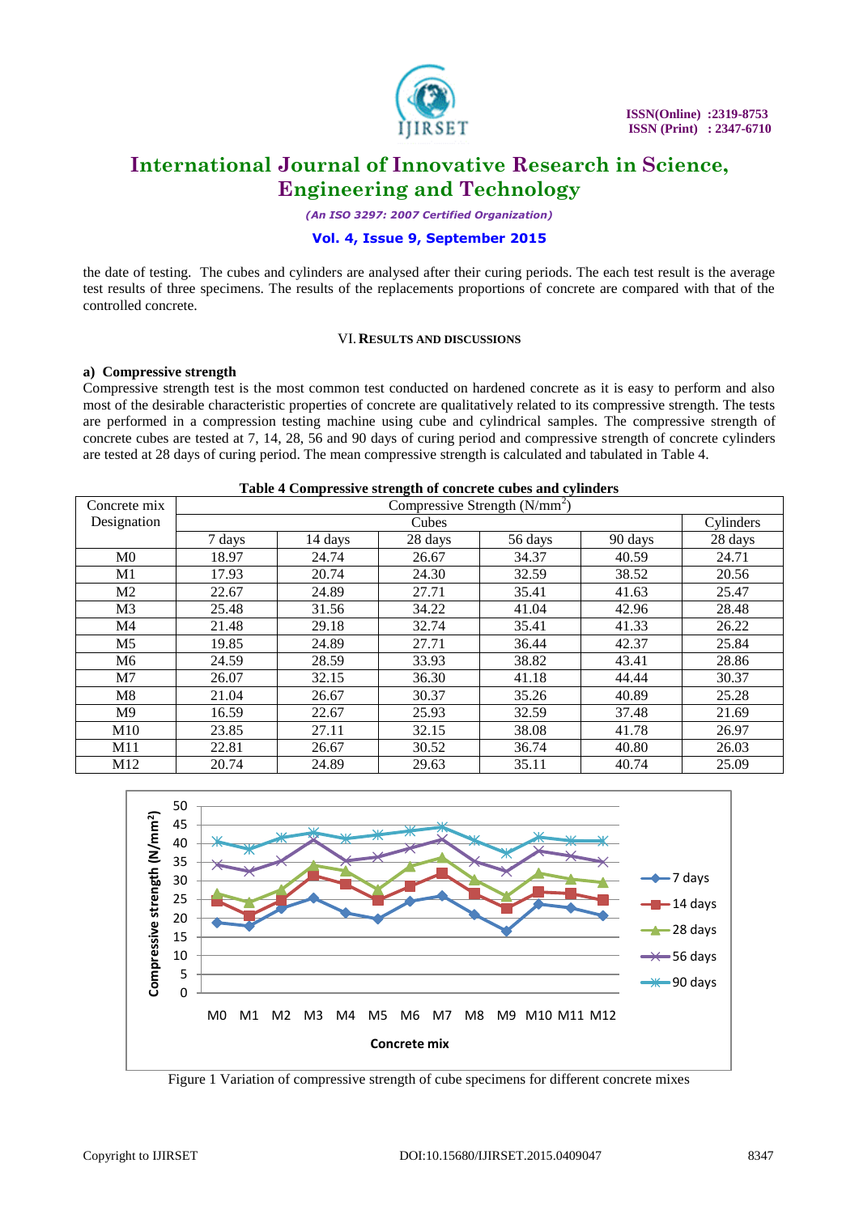the date of testing. The cubes and cylinders are analysed after their curing periods. The each test result is the average test results of three specimens. The results of the replacements proportions of concrete are compared with that of the controlled concrete.

## VI. RESULTS AND DISCUSSIONS

### a) Compressive strength

Compressive strength test is the most common test conducted on hardened concrete as it is easy to perform and also most of the desirable characteristic properties of concrete are qualitatively related to its compressive strength. The tests are performed in a compression testing machine using cube and cylindrical samples. The compressive strength of concrete cubes are tested at 7, 14, 28, 56 and 90 days of curing period and compressive strength of concrete cylinders are tested at 28 days of curing period. The mean compressive strength is calculated and tabulated in Table 4.

**Table 4 Compressive strength of concrete cubes and cylinders**

| Concrete mix Designation | Compressive Strength ($N/mm^2$) | | | | | |
|---|---|---|---|---|---|---|
| | Cubes | | | | | Cylinders |
| | 7 days | 14 days | 28 days | 56 days | 90 days | 28 days |
| M0 | 18.97 | 24.74 | 26.67 | 34.37 | 40.59 | 24.71 |
| M1 | 17.93 | 20.74 | 24.30 | 32.59 | 38.52 | 20.56 |
| M2 | 22.67 | 24.89 | 27.71 | 35.41 | 41.63 | 25.47 |
| M3 | 25.48 | 31.56 | 34.22 | 41.04 | 42.96 | 28.48 |
| M4 | 21.48 | 29.18 | 32.74 | 35.41 | 41.33 | 26.22 |
| M5 | 19.85 | 24.89 | 27.71 | 36.44 | 42.37 | 25.84 |
| M6 | 24.59 | 28.59 | 33.93 | 38.82 | 43.41 | 28.86 |
| M7 | 26.07 | 32.15 | 36.30 | 41.18 | 44.44 | 30.37 |
| M8 | 21.04 | 26.67 | 30.37 | 35.26 | 40.89 | 25.28 |
| M9 | 16.59 | 22.67 | 25.93 | 32.59 | 37.48 | 21.69 |
| M10 | 23.85 | 27.11 | 32.15 | 38.08 | 41.78 | 26.97 |
| M11 | 22.81 | 26.67 | 30.52 | 36.74 | 40.80 | 26.03 |
| M12 | 20.74 | 24.89 | 29.63 | 35.11 | 40.74 | 25.09 |

Figure 1 Variation of compressive strength of cube specimens for different concrete mixes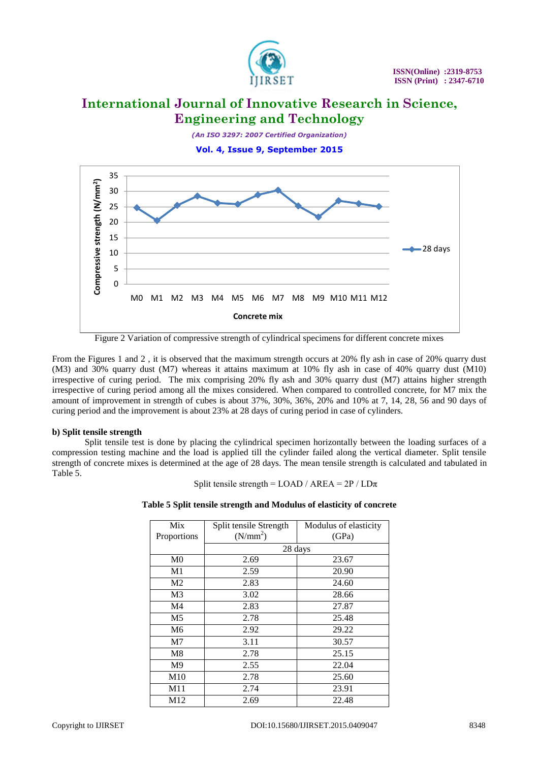Figure 2 Variation of compressive strength of cylindrical specimens for different concrete mixes

From the Figures 1 and 2 , it is observed that the maximum strength occurs at 20% fly ash in case of 20% quarry dust (M3) and 30% quarry dust (M7) whereas it attains maximum at 10% fly ash in case of 40% quarry dust (M10) irrespective of curing period. The mix comprising 20% fly ash and 30% quarry dust (M7) attains higher strength irrespective of curing period among all the mixes considered. When compared to controlled concrete, for M7 mix the amount of improvement in strength of cubes is about 37%, 30%, 36%, 20% and 10% at 7, 14, 28, 56 and 90 days of curing period and the improvement is about 23% at 28 days of curing period in case of cylinders.

**b) Split tensile strength**

Split tensile test is done by placing the cylindrical specimen horizontally between the loading surfaces of a compression testing machine and the load is applied till the cylinder failed along the vertical diameter. Split tensile strength of concrete mixes is determined at the age of 28 days. The mean tensile strength is calculated and tabulated in Table 5.

$$\text{Split tensile strength} = \text{LOAD} / \text{AREA} = 2P / LD\pi$$

**Table 5 Split tensile strength and Modulus of elasticity of concrete**

| Mix Proportions | Split tensile Strength ($N/mm^2$) | Modulus of elasticity (GPa) |
|---|---|---|
| | 28 days | |
| M0 | 2.69 | 23.67 |
| M1 | 2.59 | 20.90 |
| M2 | 2.83 | 24.60 |
| M3 | 3.02 | 28.66 |
| M4 | 2.83 | 27.87 |
| M5 | 2.78 | 25.48 |
| M6 | 2.92 | 29.22 |
| M7 | 3.11 | 30.57 |
| M8 | 2.78 | 25.15 |
| M9 | 2.55 | 22.04 |
| M10 | 2.78 | 25.60 |
| M11 | 2.74 | 23.91 |
| M12 | 2.69 | 22.48 |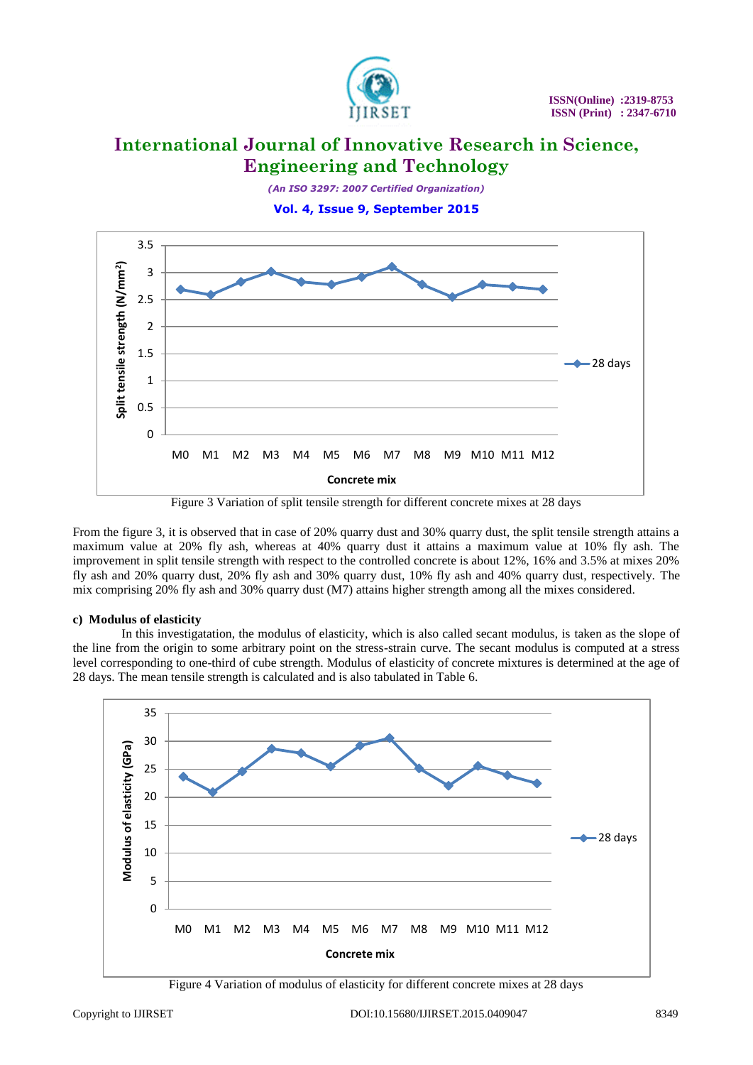Figure 3 Variation of split tensile strength for different concrete mixes at 28 days

From the figure 3, it is observed that in case of 20% quarry dust and 30% quarry dust, the split tensile strength attains a maximum value at 20% fly ash, whereas at 40% quarry dust it attains a maximum value at 10% fly ash. The improvement in split tensile strength with respect to the controlled concrete is about 12%, 16% and 3.5% at mixes 20% fly ash and 20% quarry dust, 20% fly ash and 30% quarry dust, 10% fly ash and 40% quarry dust, respectively. The mix comprising 20% fly ash and 30% quarry dust (M7) attains higher strength among all the mixes considered.

### c) Modulus of elasticity

In this investigatation, the modulus of elasticity, which is also called secant modulus, is taken as the slope of the line from the origin to some arbitrary point on the stress-strain curve. The secant modulus is computed at a stress level corresponding to one-third of cube strength. Modulus of elasticity of concrete mixtures is determined at the age of 28 days. The mean tensile strength is calculated and is also tabulated in Table 6.

Figure 4 Variation of modulus of elasticity for different concrete mixes at 28 days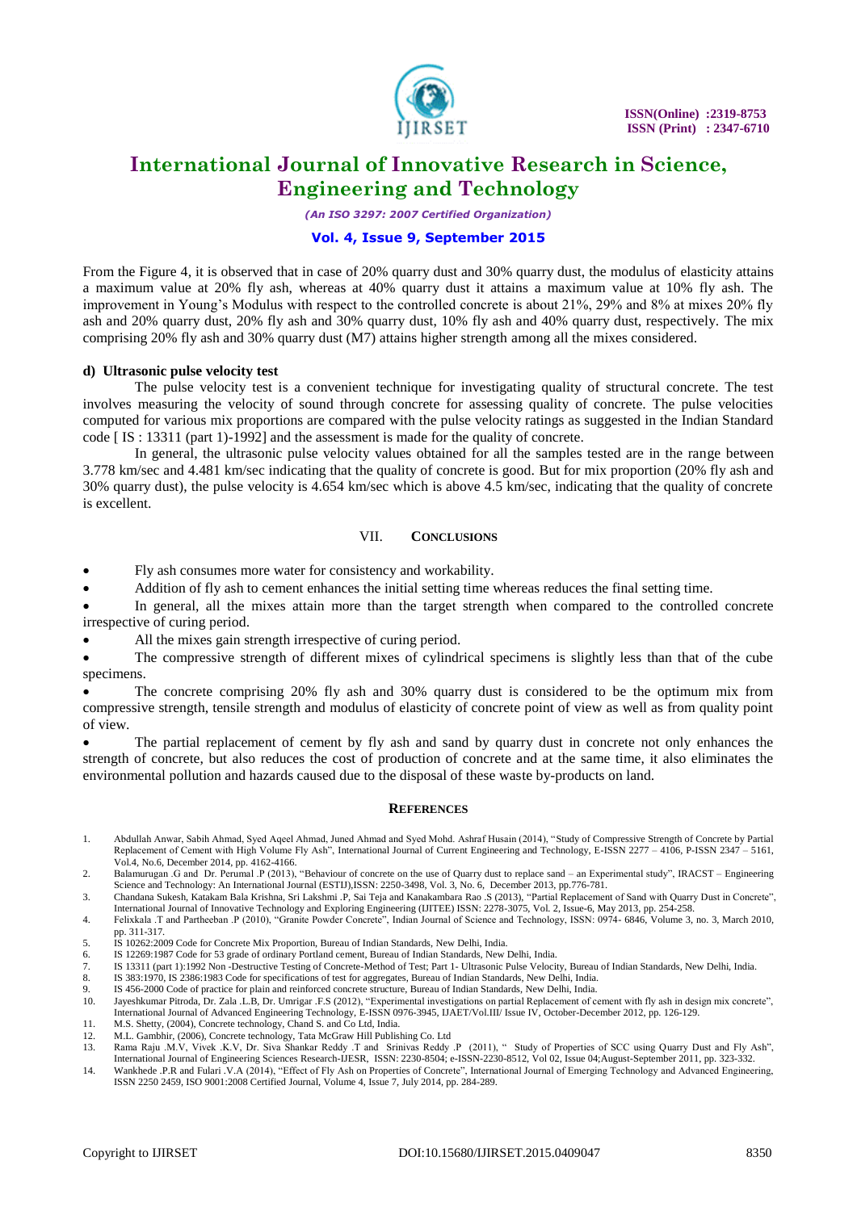From the Figure 4, it is observed that in case of 20% quarry dust and 30% quarry dust, the modulus of elasticity attains a maximum value at 20% fly ash, whereas at 40% quarry dust it attains a maximum value at 10% fly ash. The improvement in Young's Modulus with respect to the controlled concrete is about 21%, 29% and 8% at mixes 20% fly ash and 20% quarry dust, 20% fly ash and 30% quarry dust, 10% fly ash and 40% quarry dust, respectively. The mix comprising 20% fly ash and 30% quarry dust (M7) attains higher strength among all the mixes considered.

**d) Ultrasonic pulse velocity test**

The pulse velocity test is a convenient technique for investigating quality of structural concrete. The test involves measuring the velocity of sound through concrete for assessing quality of concrete. The pulse velocities computed for various mix proportions are compared with the pulse velocity ratings as suggested in the Indian Standard code [ IS : 13311 (part 1)-1992] and the assessment is made for the quality of concrete.

In general, the ultrasonic pulse velocity values obtained for all the samples tested are in the range between 3.778 km/sec and 4.481 km/sec indicating that the quality of concrete is good. But for mix proportion (20% fly ash and 30% quarry dust), the pulse velocity is 4.654 km/sec which is above 4.5 km/sec, indicating that the quality of concrete is excellent.

## VII. CONCLUSIONS

- Fly ash consumes more water for consistency and workability.
- Addition of fly ash to cement enhances the initial setting time whereas reduces the final setting time.
- In general, all the mixes attain more than the target strength when compared to the controlled concrete irrespective of curing period.
- All the mixes gain strength irrespective of curing period.
- The compressive strength of different mixes of cylindrical specimens is slightly less than that of the cube specimens.
- The concrete comprising 20% fly ash and 30% quarry dust is considered to be the optimum mix from compressive strength, tensile strength and modulus of elasticity of concrete point of view as well as from quality point of view.
- The partial replacement of cement by fly ash and sand by quarry dust in concrete not only enhances the strength of concrete, but also reduces the cost of production of concrete and at the same time, it also eliminates the environmental pollution and hazards caused due to the disposal of these waste by-products on land.

## REFERENCES

1. Abdullah Anwar, Sabih Ahmad, Syed Aqeel Ahmad, Juned Ahmad and Syed Mohd. Ashraf Husain (2014), "Study of Compressive Strength of Concrete by Partial Replacement of Cement with High Volume Fly Ash", International Journal of Current Engineering and Technology, E-ISSN 2277 – 4106, P-ISSN 2347 – 5161, Vol.4, No.6, December 2014, pp. 4162-4166.
2. Balamurugan .G and Dr. Perumal .P (2013), "Behaviour of concrete on the use of Quarry dust to replace sand – an Experimental study", IRACST – Engineering Science and Technology: An International Journal (ESTIJ),ISSN: 2250-3498, Vol. 3, No. 6, December 2013, pp.776-781.
3. Chandana Sukesh, Katakam Bala Krishna, Sri Lakshmi .P, Sai Teja and Kanakambara Rao .S (2013), "Partial Replacement of Sand with Quarry Dust in Concrete", International Journal of Innovative Technology and Exploring Engineering (IJITEE) ISSN: 2278-3075, Vol. 2, Issue-6, May 2013, pp. 254-258.
4. Felixkala .T and Partheeban .P (2010), "Granite Powder Concrete", Indian Journal of Science and Technology, ISSN: 0974- 6846, Volume 3, no. 3, March 2010, pp. 311-317.
5. IS 10262:2009 Code for Concrete Mix Proportion, Bureau of Indian Standards, New Delhi, India.
6. IS 12269:1987 Code for 53 grade of ordinary Portland cement, Bureau of Indian Standards, New Delhi, India.
7. IS 13311 (part 1):1992 Non -Destructive Testing of Concrete-Method of Test; Part 1- Ultrasonic Pulse Velocity, Bureau of Indian Standards, New Delhi, India.
8. IS 383:1970, IS 2386:1983 Code for specifications of test for aggregates, Bureau of Indian Standards, New Delhi, India.
9. IS 456-2000 Code of practice for plain and reinforced concrete structure, Bureau of Indian Standards, New Delhi, India.
10. Jayeshkumar Pitroda, Dr. Zala .L.B, Dr. Umrigar .F.S (2012), "Experimental investigations on partial Replacement of cement with fly ash in design mix concrete", International Journal of Advanced Engineering Technology, E-ISSN 0976-3945, IJAET/Vol.III/ Issue IV, October-December 2012, pp. 126-129.
11. M.S. Shetty, (2004), Concrete technology, Chand S. and Co Ltd, India.
12. M.L. Gambhir, (2006), Concrete technology, Tata McGraw Hill Publishing Co. Ltd
13. Rama Raju .M.V, Vivek .K.V, Dr. Siva Shankar Reddy .T and Srinivas Reddy .P (2011), " Study of Properties of SCC using Quarry Dust and Fly Ash", International Journal of Engineering Sciences Research-IJESR, ISSN: 2230-8504; e-ISSN-2230-8512, Vol 02, Issue 04;August-September 2011, pp. 323-332.
14. Wankhede .P.R and Fulari .V.A (2014), "Effect of Fly Ash on Properties of Concrete", International Journal of Emerging Technology and Advanced Engineering, ISSN 2250 2459, ISO 9001:2008 Certified Journal, Volume 4, Issue 7, July 2014, pp. 284-289.